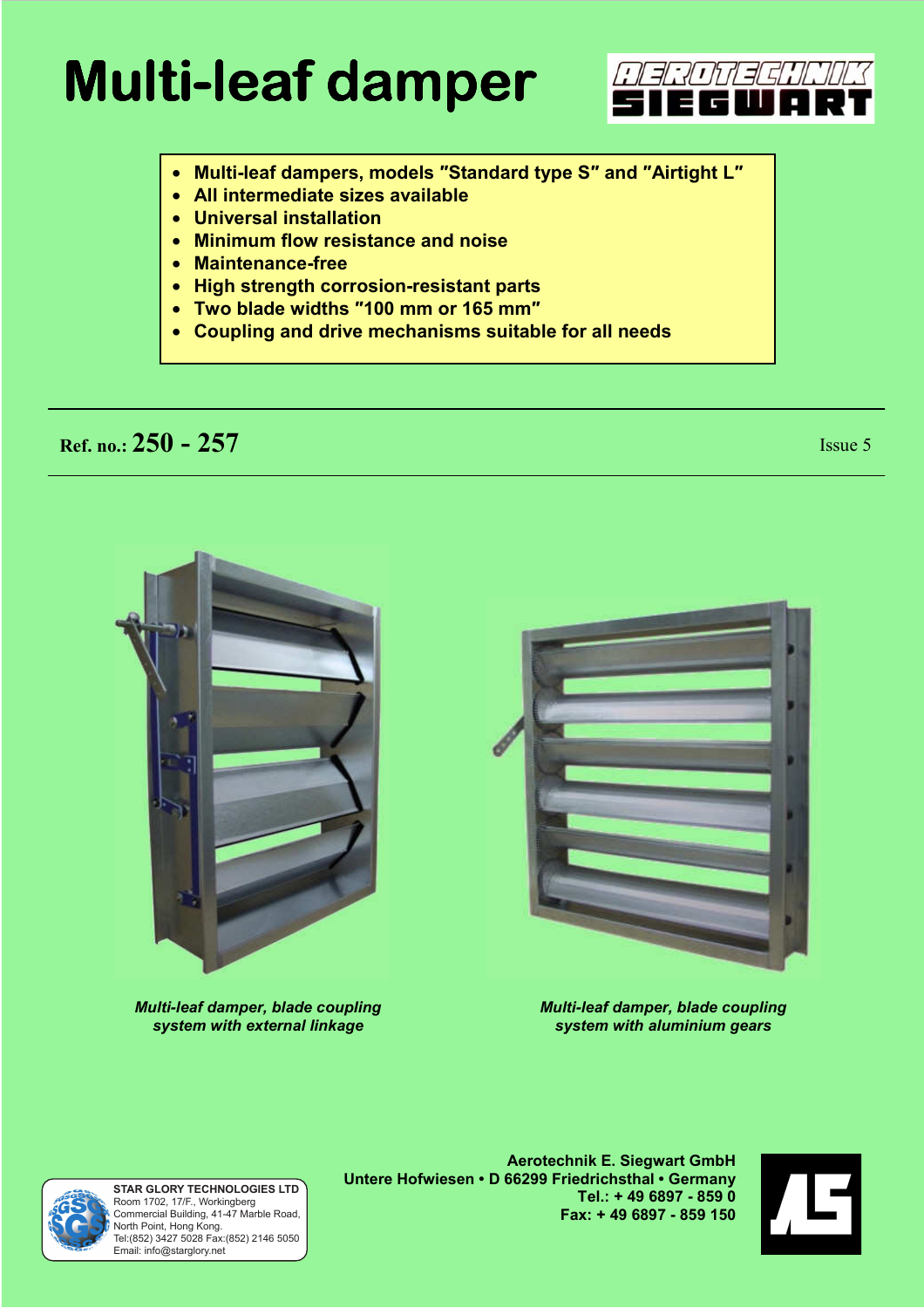# Multi-leaf damper

AEROTECHNIK SIEGWART

- **Multi-leaf dampers, models "Standard type S" and "Airtight L"**
- **All intermediate sizes available**
- **Universal installation**
- **Minimum flow resistance and noise**
- **Maintenance-free**
- **High strength corrosion-resistant parts**
- **Two blade widths "100 mm or 165 mm"**
- **Coupling and drive mechanisms suitable for all needs**

**Ref. no.: 250 - 257** Issue 5

*Multi-leaf damper, blade coupling system with external linkage*

*Multi-leaf damper, blade coupling system with aluminium gears*

**STAR GLORY TECHNOLOGIES LTD**
Room 1702, 17/F., Workingberg
Commercial Building, 41-47 Marble Road,
North Point, Hong Kong.
Tel:(852) 3427 5028 Fax:(852) 2146 5050
Email: info@starglory.net

**Aerotechnik E. Siegwart GmbH**
**Untere Hofwiesen • D 66299 Friedrichsthal • Germany**
**Tel.: + 49 6897 - 859 0**
**Fax: + 49 6897 - 859 150**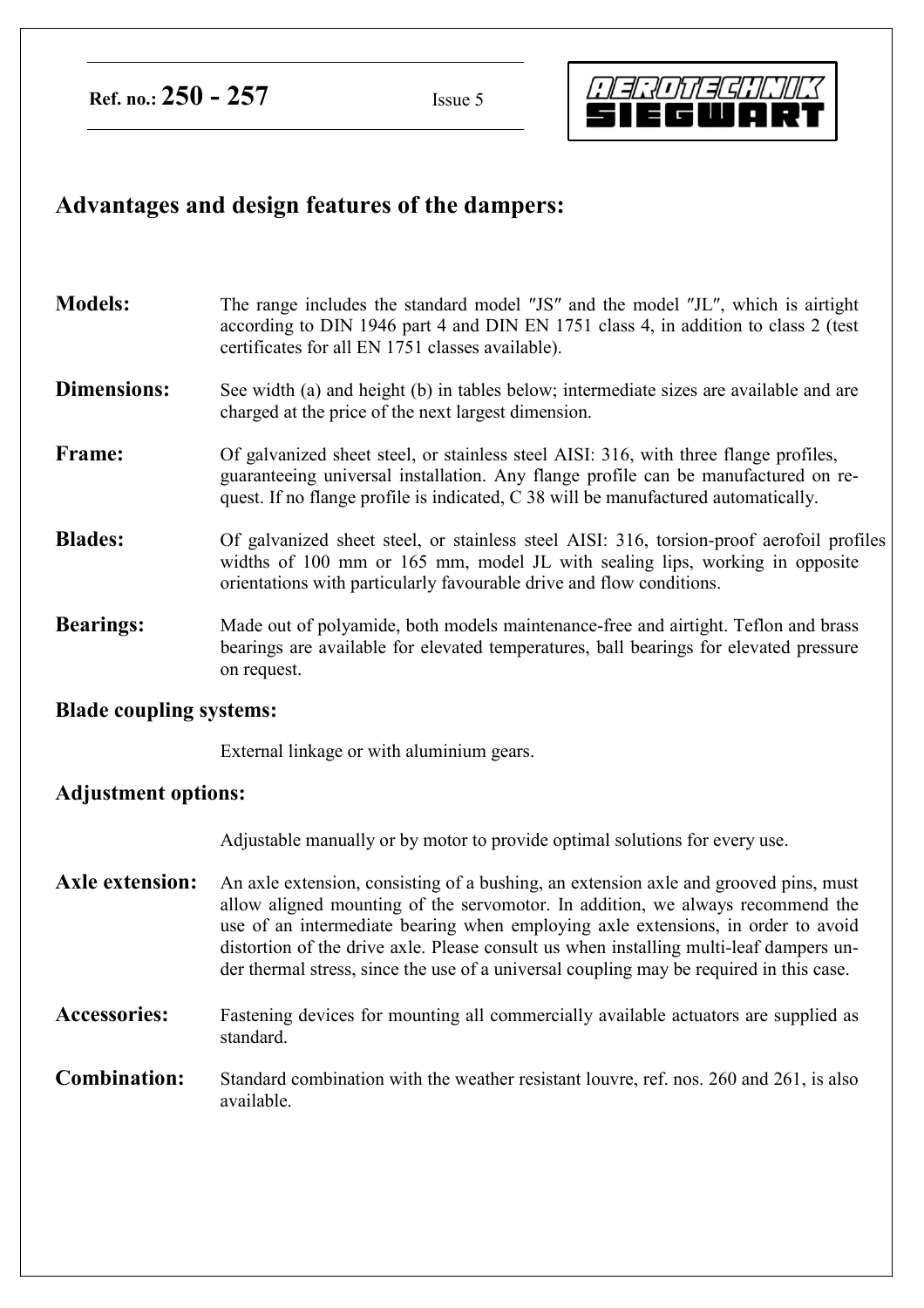**Ref. no.: 250 - 257** Issue 5

## Advantages and design features of the dampers:

**Models:** The range includes the standard model ″JS″ and the model ″JL″, which is airtight according to DIN 1946 part 4 and DIN EN 1751 class 4, in addition to class 2 (test certificates for all EN 1751 classes available).

**Dimensions:** See width (a) and height (b) in tables below; intermediate sizes are available and are charged at the price of the next largest dimension.

**Frame:** Of galvanized sheet steel, or stainless steel AISI: 316, with three flange profiles, guaranteeing universal installation. Any flange profile can be manufactured on request. If no flange profile is indicated, C 38 will be manufactured automatically.

**Blades:** Of galvanized sheet steel, or stainless steel AISI: 316, torsion-proof aerofoil profiles widths of 100 mm or 165 mm, model JL with sealing lips, working in opposite orientations with particularly favourable drive and flow conditions.

**Bearings:** Made out of polyamide, both models maintenance-free and airtight. Teflon and brass bearings are available for elevated temperatures, ball bearings for elevated pressure on request.

**Blade coupling systems:**

External linkage or with aluminium gears.

**Adjustment options:**

Adjustable manually or by motor to provide optimal solutions for every use.

**Axle extension:** An axle extension, consisting of a bushing, an extension axle and grooved pins, must allow aligned mounting of the servomotor. In addition, we always recommend the use of an intermediate bearing when employing axle extensions, in order to avoid distortion of the drive axle. Please consult us when installing multi-leaf dampers under thermal stress, since the use of a universal coupling may be required in this case.

**Accessories:** Fastening devices for mounting all commercially available actuators are supplied as standard.

**Combination:** Standard combination with the weather resistant louvre, ref. nos. 260 and 261, is also available.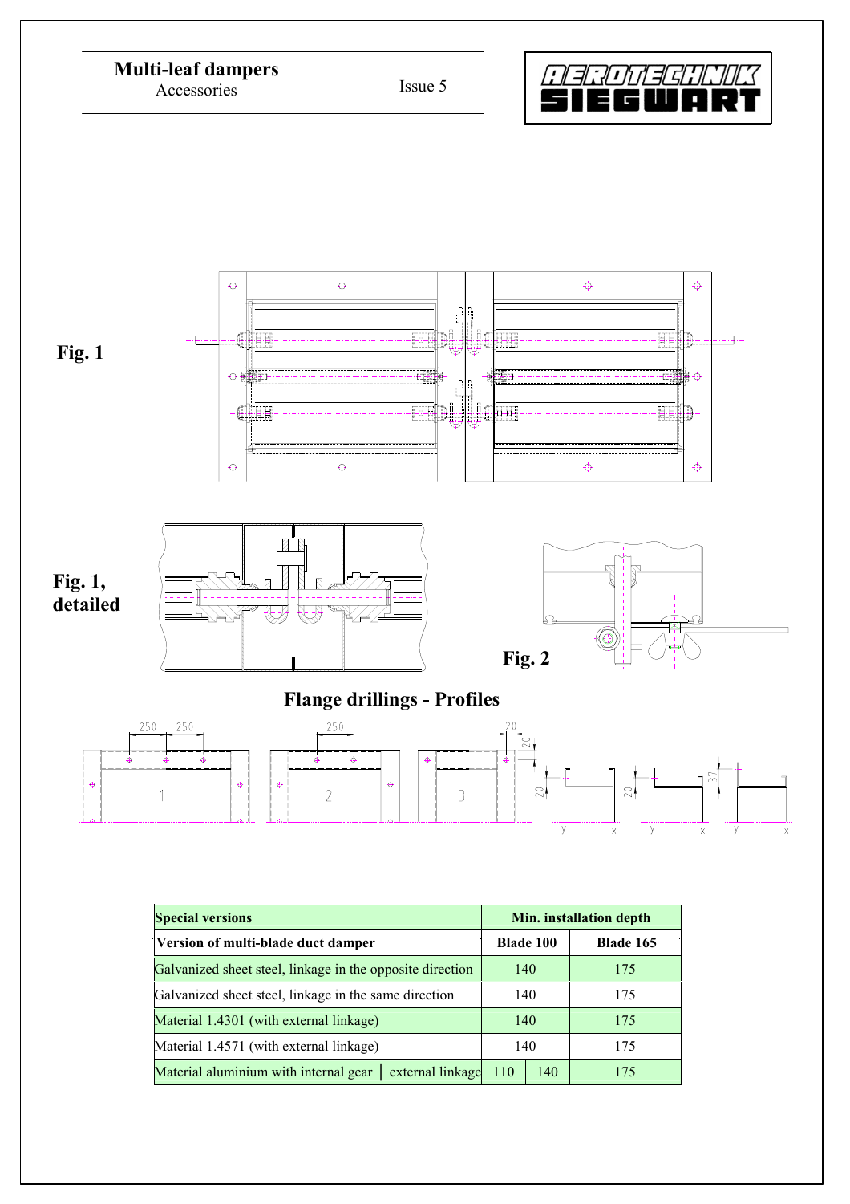# Multi-leaf dampers

Accessories

Issue 5

**Fig. 1**

**Fig. 1, detailed**

**Fig. 2**

## Flange drillings - Profiles

| Special versions | Min. installation depth | | |
|---|---|---|---|
| **Version of multi-blade duct damper** | **Blade 100** | | **Blade 165** |
| Galvanized sheet steel, linkage in the opposite direction | 140 | | 175 |
| Galvanized sheet steel, linkage in the same direction | 140 | | 175 |
| Material 1.4301 (with external linkage) | 140 | | 175 |
| Material 1.4571 (with external linkage) | 140 | | 175 |
| Material aluminium with internal gear │ external linkage | 110 | 140 | 175 |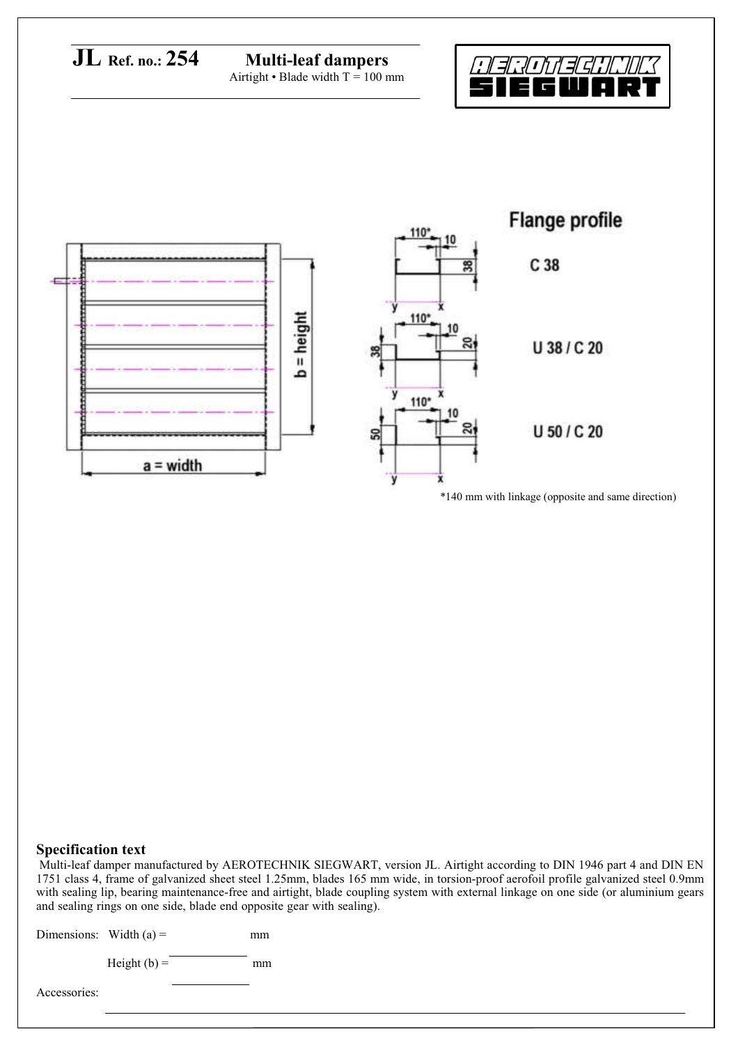# JL Ref. no.: 254

**Multi-leaf dampers**
Airtight • Blade width T = 100 mm

AEROTECHNIK SIEGWART

Flange profile

C 38

U 38 / C 20

U 50 / C 20

*140 mm with linkage (opposite and same direction)

### Specification text

Multi-leaf damper manufactured by AEROTECHNIK SIEGWART, version JL. Airtight according to DIN 1946 part 4 and DIN EN 1751 class 4, frame of galvanized sheet steel 1.25mm, blades 165 mm wide, in torsion-proof aerofoil profile galvanized steel 0.9mm with sealing lip, bearing maintenance-free and airtight, blade coupling system with external linkage on one side (or aluminium gears and sealing rings on one side, blade end opposite gear with sealing).

Dimensions: Width (a) = ____________ mm

Height (b) = ____________ mm

Accessories: ______________________________________________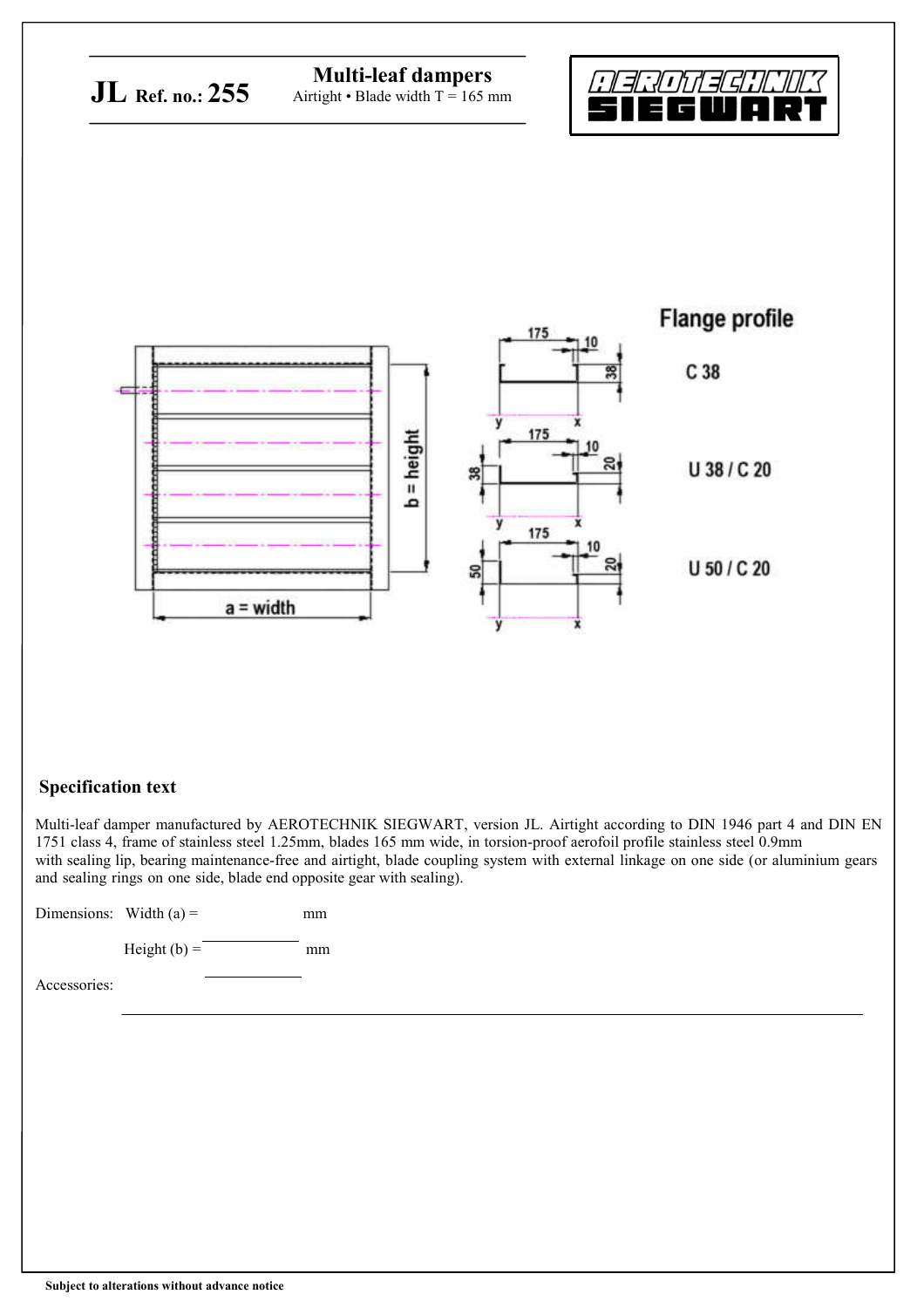# JL Ref. no.: 255

## Multi-leaf dampers

Airtight • Blade width T = 165 mm

AEROTECHNIK SIEGWART

Flange profile

175
10
38
C 38

175
10
38
20
U 38 / C 20

175
10
50
20
U 50 / C 20

b = height

a = width

### Specification text

Multi-leaf damper manufactured by AEROTECHNIK SIEGWART, version JL. Airtight according to DIN 1946 part 4 and DIN EN 1751 class 4, frame of stainless steel 1.25mm, blades 165 mm wide, in torsion-proof aerofoil profile stainless steel 0.9mm with sealing lip, bearing maintenance-free and airtight, blade coupling system with external linkage on one side (or aluminium gears and sealing rings on one side, blade end opposite gear with sealing).

Dimensions: Width (a) = ____________ mm

Height (b) = ____________ mm

Accessories: ____________________________________________

**Subject to alterations without advance notice**